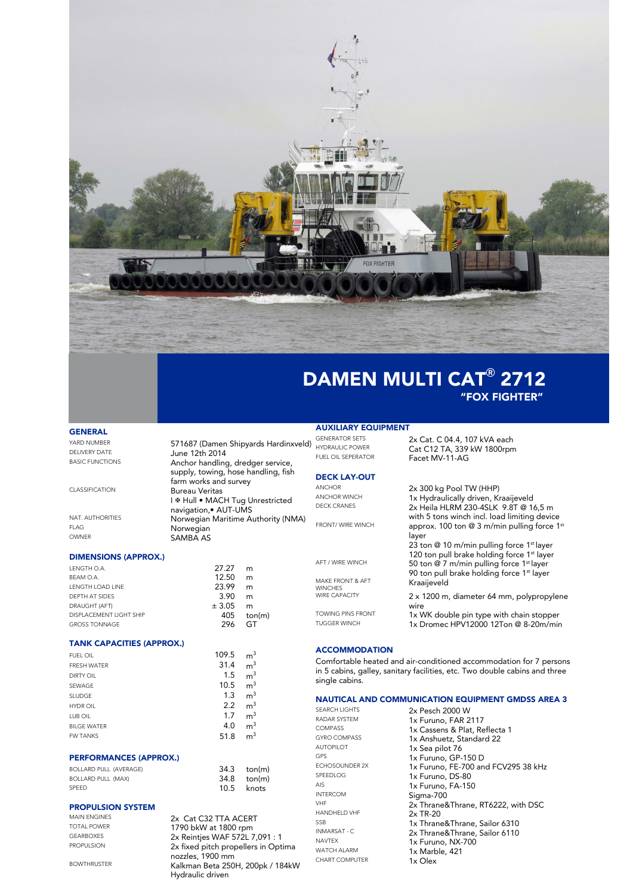# DAMEN MULTI CAT® 2712

## "FOX FIGHTER"

### GENERAL

| | |
|---|---|
| YARD NUMBER | 571687 (Damen Shipyards Hardinxveld) |
| DELIVERY DATE | June 12th 2014 |
| BASIC FUNCTIONS | Anchor handling, dredger service, supply, towing, hose handling, fish farm works and survey |
| CLASSIFICATION | Bureau Veritas<br>I ✠ Hull • MACH Tug Unrestricted navigation,• AUT-UMS |
| NAT. AUTHORITIES | Norwegian Maritime Authority (NMA) |
| FLAG | Norwegian |
| OWNER | SAMBA AS |

### DIMENSIONS (APPROX.)

| | | |
|---|---|---|
| LENGTH O.A. | 27.27 | m |
| BEAM O.A. | 12.50 | m |
| LENGTH LOAD LINE | 23.99 | m |
| DEPTH AT SIDES | 3.90 | m |
| DRAUGHT (AFT) | ± 3.05 | m |
| DISPLACEMENT LIGHT SHIP | 405 | ton(m) |
| GROSS TONNAGE | 296 | GT |

### TANK CAPACITIES (APPROX.)

| | | |
|---|---|---|
| FUEL OIL | 109.5 | $m^3$ |
| FRESH WATER | 31.4 | $m^3$ |
| DIRTY OIL | 1.5 | $m^3$ |
| SEWAGE | 10.5 | $m^3$ |
| SLUDGE | 1.3 | $m^3$ |
| HYDR OIL | 2.2 | $m^3$ |
| LUB OIL | 1.7 | $m^3$ |
| BILGE WATER | 4.0 | $m^3$ |
| FW TANKS | 51.8 | $m^3$ |

### PERFORMANCES (APPROX.)

| | | |
|---|---|---|
| BOLLARD PULL (AVERAGE) | 34.3 | ton(m) |
| BOLLARD PULL (MAX) | 34.8 | ton(m) |
| SPEED | 10.5 | knots |

### PROPULSION SYSTEM

| | |
|---|---|
| MAIN ENGINES | 2x Cat C32 TTA ACERT |
| TOTAL POWER | 1790 bkW at 1800 rpm |
| GEARBOXES | 2x Reintjes WAF 572L 7,091 : 1 |
| PROPULSION | 2x fixed pitch propellers in Optima nozzles, 1900 mm |
| BOWTHRUSTER | Kalkman Beta 250H, 200pk / 184kW Hydraulic driven |

### AUXILIARY EQUIPMENT

| | |
|---|---|
| GENERATOR SETS | 2x Cat. C 04.4, 107 kVA each |
| HYDRAULIC POWER | Cat C12 TA, 339 kW 1800rpm |
| FUEL OIL SEPERATOR | Facet MV-11-AG |

### DECK LAY-OUT

| | |
|---|---|
| ANCHOR | 2x 300 kg Pool TW (HHP) |
| ANCHOR WINCH | 1x Hydraulically driven, Kraaijeveld |
| DECK CRANES | 2x Heila HLRM 230-4SLK 9.8T @ 16,5 m with 5 tons winch incl. load limiting device |
| FRONT/ WIRE WINCH | approx. 100 ton @ 3 m/min pulling force 1st layer<br>23 ton @ 10 m/min pulling force 1st layer<br>120 ton pull brake holding force 1st layer |
| AFT / WIRE WINCH | 50 ton @ 7 m/min pulling force 1st layer<br>90 ton pull brake holding force 1st layer |
| MAKE FRONT & AFT WINCHES | Kraaijeveld |
| WIRE CAPACITY | 2 x 1200 m, diameter 64 mm, polypropylene wire |
| TOWING PINS FRONT | 1x WK double pin type with chain stopper |
| TUGGER WINCH | 1x Dromec HPV12000 12Ton @ 8-20m/min |

### ACCOMMODATION

Comfortable heated and air-conditioned accommodation for 7 persons in 5 cabins, galley, sanitary facilities, etc. Two double cabins and three single cabins.

### NAUTICAL AND COMMUNICATION EQUIPMENT GMDSS AREA 3

| | |
|---|---|
| SEARCH LIGHTS | 2x Pesch 2000 W |
| RADAR SYSTEM | 1x Furuno, FAR 2117 |
| COMPASS | 1x Cassens & Plat, Reflecta 1 |
| GYRO COMPASS | 1x Anshuetz, Standard 22 |
| AUTOPILOT | 1x Sea pilot 76 |
| GPS | 1x Furuno, GP-150 D |
| ECHOSOUNDER 2X | 1x Furuno, FE-700 and FCV295 38 kHz |
| SPEEDLOG | 1x Furuno, DS-80 |
| AIS | 1x Furuno, FA-150 |
| INTERCOM | Sigma-700 |
| VHF | 2x Thrane&Thrane, RT6222, with DSC |
| HANDHELD VHF | 2x TR-20 |
| SSB | 1x Thrane&Thrane, Sailor 6310 |
| INMARSAT - C | 2x Thrane&Thrane, Sailor 6110 |
| NAVTEX | 1x Furuno, NX-700 |
| WATCH ALARM | 1x Marble, 421 |
| CHART COMPUTER | 1x Olex |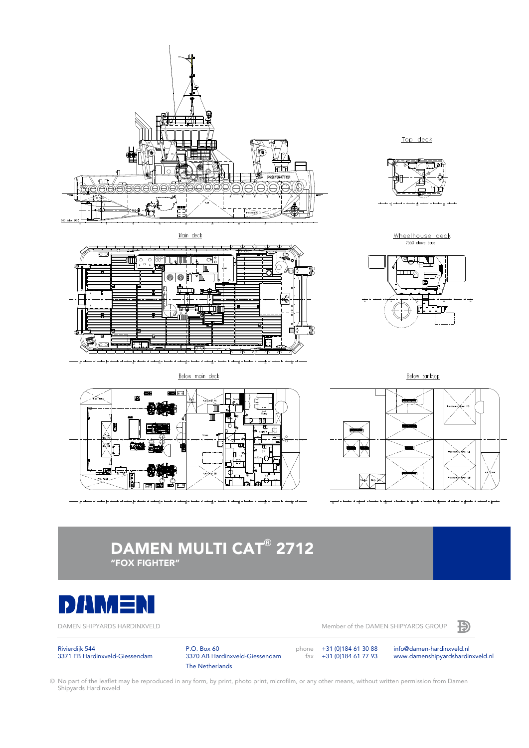Top deck

Main deck

Wheelhouse deck
7550 above base

Below main deck

Below tanktop

# DAMEN MULTI CAT® 2712
## "FOX FIGHTER"

DAMEN SHIPYARDS HARDINXVELD

Member of the DAMEN SHIPYARDS GROUP

Rivierdijk 544
3371 EB Hardinxveld-Giessendam

P.O. Box 60
3370 AB Hardinxveld-Giessendam
The Netherlands

phone +31 (0)184 61 30 88
fax +31 (0)184 61 77 93

info@damen-hardinxveld.nl
www.damenshipyardshardinxveld.nl

© No part of the leaflet may be reproduced in any form, by print, photo print, microfilm, or any other means, without written permission from Damen Shipyards Hardinxveld